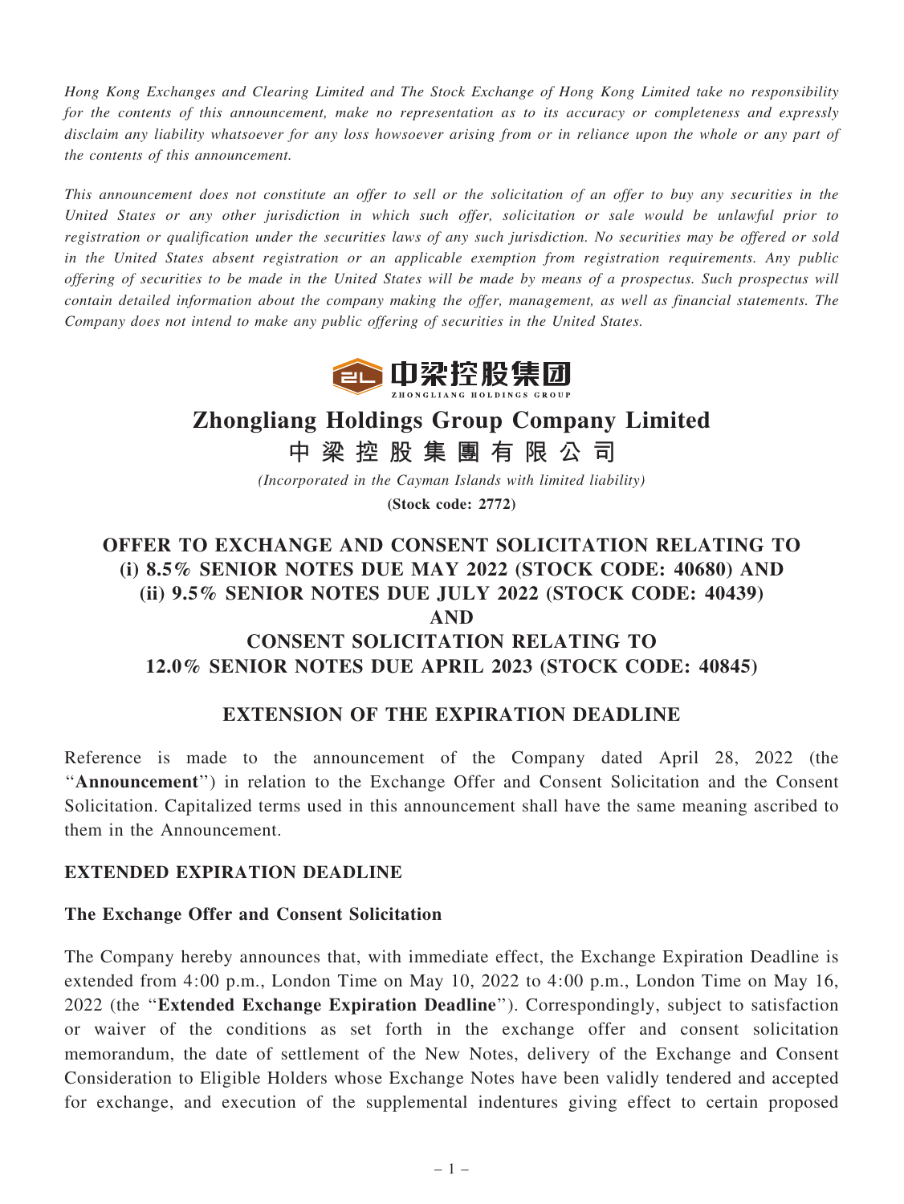*Hong Kong Exchanges and Clearing Limited and The Stock Exchange of Hong Kong Limited take no responsibility for the contents of this announcement, make no representation as to its accuracy or completeness and expressly disclaim any liability whatsoever for any loss howsoever arising from or in reliance upon the whole or any part of the contents of this announcement.*

*This announcement does not constitute an offer to sell or the solicitation of an offer to buy any securities in the United States or any other jurisdiction in which such offer, solicitation or sale would be unlawful prior to registration or qualification under the securities laws of any such jurisdiction. No securities may be offered or sold in the United States absent registration or an applicable exemption from registration requirements. Any public offering of securities to be made in the United States will be made by means of a prospectus. Such prospectus will contain detailed information about the company making the offer, management, as well as financial statements. The Company does not intend to make any public offering of securities in the United States.*

中梁控股集团

ZHONGLIANG HOLDINGS GROUP

# Zhongliang Holdings Group Company Limited

# 中梁控股集團有限公司

*(Incorporated in the Cayman Islands with limited liability)*

**(Stock code: 2772)**

## OFFER TO EXCHANGE AND CONSENT SOLICITATION RELATING TO (i) 8.5% SENIOR NOTES DUE MAY 2022 (STOCK CODE: 40680) AND (ii) 9.5% SENIOR NOTES DUE JULY 2022 (STOCK CODE: 40439) AND CONSENT SOLICITATION RELATING TO 12.0% SENIOR NOTES DUE APRIL 2023 (STOCK CODE: 40845)

## EXTENSION OF THE EXPIRATION DEADLINE

Reference is made to the announcement of the Company dated April 28, 2022 (the "**Announcement**") in relation to the Exchange Offer and Consent Solicitation and the Consent Solicitation. Capitalized terms used in this announcement shall have the same meaning ascribed to them in the Announcement.

### EXTENDED EXPIRATION DEADLINE

### The Exchange Offer and Consent Solicitation

The Company hereby announces that, with immediate effect, the Exchange Expiration Deadline is extended from 4:00 p.m., London Time on May 10, 2022 to 4:00 p.m., London Time on May 16, 2022 (the "**Extended Exchange Expiration Deadline**"). Correspondingly, subject to satisfaction or waiver of the conditions as set forth in the exchange offer and consent solicitation memorandum, the date of settlement of the New Notes, delivery of the Exchange and Consent Consideration to Eligible Holders whose Exchange Notes have been validly tendered and accepted for exchange, and execution of the supplemental indentures giving effect to certain proposed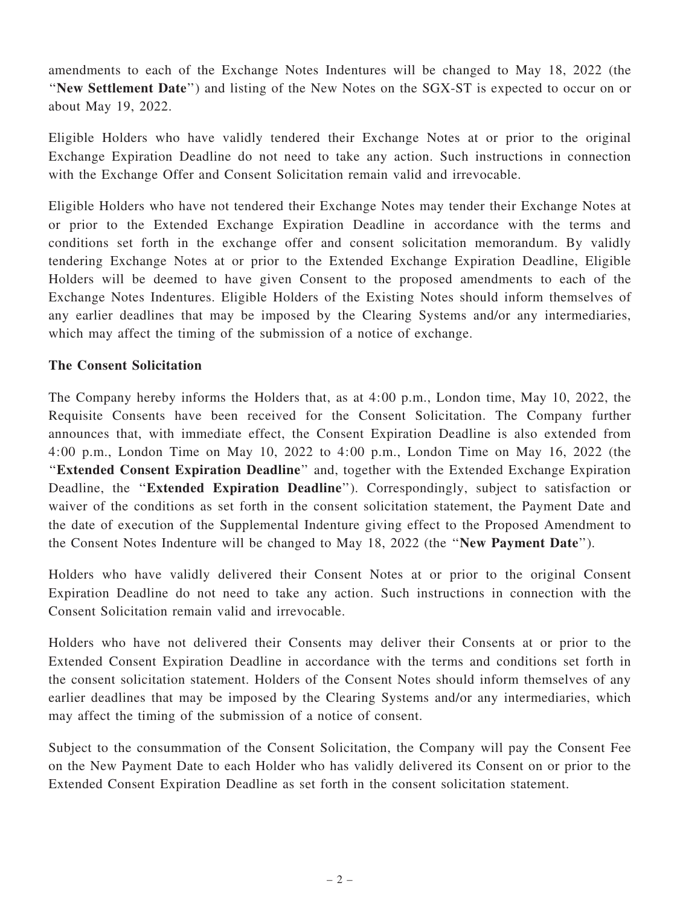amendments to each of the Exchange Notes Indentures will be changed to May 18, 2022 (the "**New Settlement Date**") and listing of the New Notes on the SGX-ST is expected to occur on or about May 19, 2022.

Eligible Holders who have validly tendered their Exchange Notes at or prior to the original Exchange Expiration Deadline do not need to take any action. Such instructions in connection with the Exchange Offer and Consent Solicitation remain valid and irrevocable.

Eligible Holders who have not tendered their Exchange Notes may tender their Exchange Notes at or prior to the Extended Exchange Expiration Deadline in accordance with the terms and conditions set forth in the exchange offer and consent solicitation memorandum. By validly tendering Exchange Notes at or prior to the Extended Exchange Expiration Deadline, Eligible Holders will be deemed to have given Consent to the proposed amendments to each of the Exchange Notes Indentures. Eligible Holders of the Existing Notes should inform themselves of any earlier deadlines that may be imposed by the Clearing Systems and/or any intermediaries, which may affect the timing of the submission of a notice of exchange.

**The Consent Solicitation**

The Company hereby informs the Holders that, as at 4:00 p.m., London time, May 10, 2022, the Requisite Consents have been received for the Consent Solicitation. The Company further announces that, with immediate effect, the Consent Expiration Deadline is also extended from 4:00 p.m., London Time on May 10, 2022 to 4:00 p.m., London Time on May 16, 2022 (the "**Extended Consent Expiration Deadline**" and, together with the Extended Exchange Expiration Deadline, the "**Extended Expiration Deadline**"). Correspondingly, subject to satisfaction or waiver of the conditions as set forth in the consent solicitation statement, the Payment Date and the date of execution of the Supplemental Indenture giving effect to the Proposed Amendment to the Consent Notes Indenture will be changed to May 18, 2022 (the "**New Payment Date**").

Holders who have validly delivered their Consent Notes at or prior to the original Consent Expiration Deadline do not need to take any action. Such instructions in connection with the Consent Solicitation remain valid and irrevocable.

Holders who have not delivered their Consents may deliver their Consents at or prior to the Extended Consent Expiration Deadline in accordance with the terms and conditions set forth in the consent solicitation statement. Holders of the Consent Notes should inform themselves of any earlier deadlines that may be imposed by the Clearing Systems and/or any intermediaries, which may affect the timing of the submission of a notice of consent.

Subject to the consummation of the Consent Solicitation, the Company will pay the Consent Fee on the New Payment Date to each Holder who has validly delivered its Consent on or prior to the Extended Consent Expiration Deadline as set forth in the consent solicitation statement.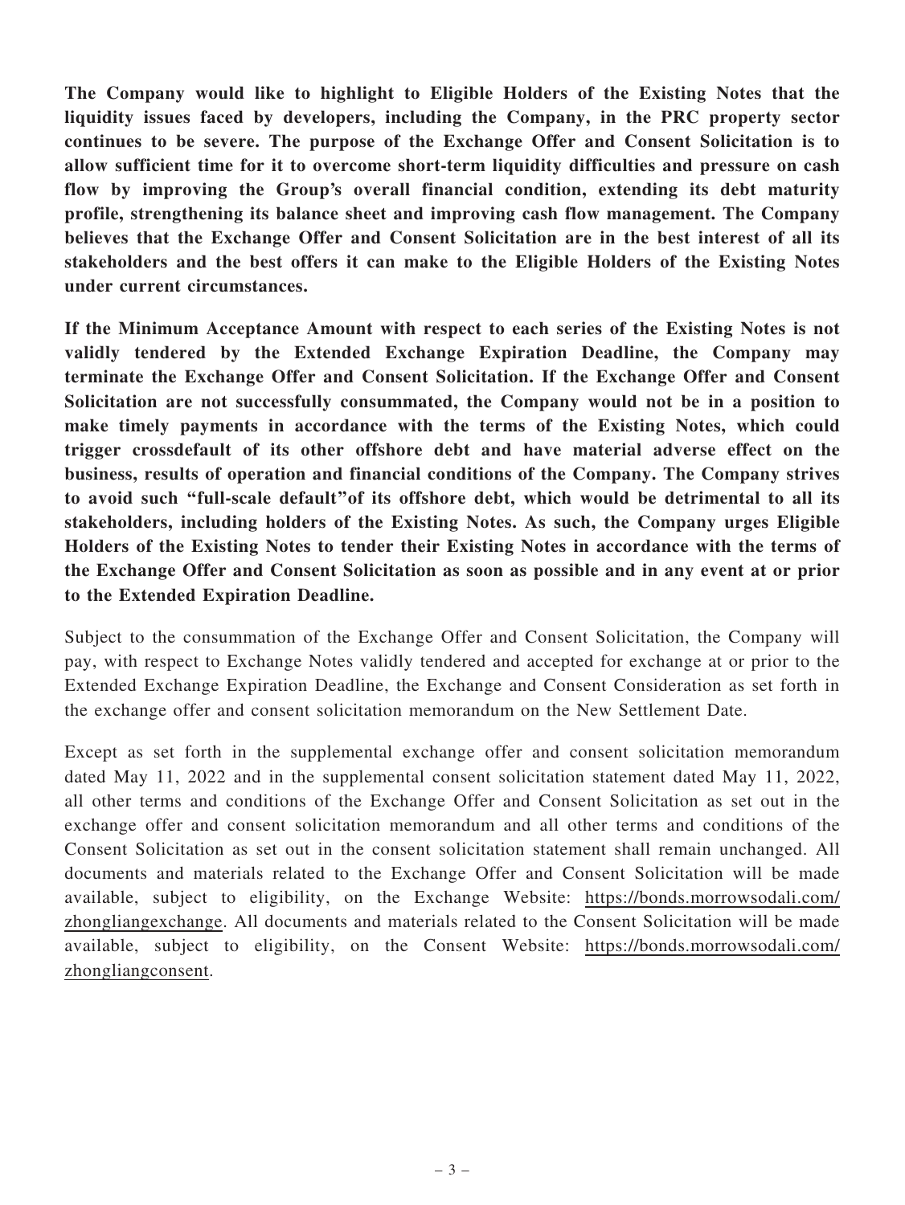**The Company would like to highlight to Eligible Holders of the Existing Notes that the liquidity issues faced by developers, including the Company, in the PRC property sector continues to be severe. The purpose of the Exchange Offer and Consent Solicitation is to allow sufficient time for it to overcome short-term liquidity difficulties and pressure on cash flow by improving the Group's overall financial condition, extending its debt maturity profile, strengthening its balance sheet and improving cash flow management. The Company believes that the Exchange Offer and Consent Solicitation are in the best interest of all its stakeholders and the best offers it can make to the Eligible Holders of the Existing Notes under current circumstances.**

**If the Minimum Acceptance Amount with respect to each series of the Existing Notes is not validly tendered by the Extended Exchange Expiration Deadline, the Company may terminate the Exchange Offer and Consent Solicitation. If the Exchange Offer and Consent Solicitation are not successfully consummated, the Company would not be in a position to make timely payments in accordance with the terms of the Existing Notes, which could trigger crossdefault of its other offshore debt and have material adverse effect on the business, results of operation and financial conditions of the Company. The Company strives to avoid such "full-scale default"of its offshore debt, which would be detrimental to all its stakeholders, including holders of the Existing Notes. As such, the Company urges Eligible Holders of the Existing Notes to tender their Existing Notes in accordance with the terms of the Exchange Offer and Consent Solicitation as soon as possible and in any event at or prior to the Extended Expiration Deadline.**

Subject to the consummation of the Exchange Offer and Consent Solicitation, the Company will pay, with respect to Exchange Notes validly tendered and accepted for exchange at or prior to the Extended Exchange Expiration Deadline, the Exchange and Consent Consideration as set forth in the exchange offer and consent solicitation memorandum on the New Settlement Date.

Except as set forth in the supplemental exchange offer and consent solicitation memorandum dated May 11, 2022 and in the supplemental consent solicitation statement dated May 11, 2022, all other terms and conditions of the Exchange Offer and Consent Solicitation as set out in the exchange offer and consent solicitation memorandum and all other terms and conditions of the Consent Solicitation as set out in the consent solicitation statement shall remain unchanged. All documents and materials related to the Exchange Offer and Consent Solicitation will be made available, subject to eligibility, on the Exchange Website: https://bonds.morrowsodali.com/zhongliangexchange. All documents and materials related to the Consent Solicitation will be made available, subject to eligibility, on the Consent Website: https://bonds.morrowsodali.com/zhongliangconsent.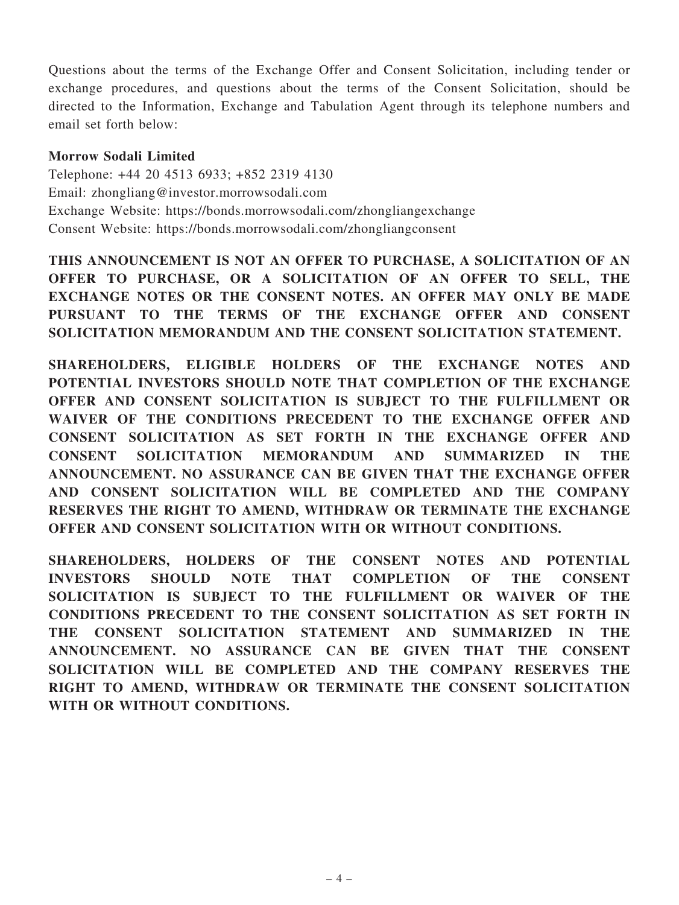Questions about the terms of the Exchange Offer and Consent Solicitation, including tender or exchange procedures, and questions about the terms of the Consent Solicitation, should be directed to the Information, Exchange and Tabulation Agent through its telephone numbers and email set forth below:

**Morrow Sodali Limited**
Telephone: +44 20 4513 6933; +852 2319 4130
Email: zhongliang@investor.morrowsodali.com
Exchange Website: https://bonds.morrowsodali.com/zhongliangexchange
Consent Website: https://bonds.morrowsodali.com/zhongliangconsent

**THIS ANNOUNCEMENT IS NOT AN OFFER TO PURCHASE, A SOLICITATION OF AN OFFER TO PURCHASE, OR A SOLICITATION OF AN OFFER TO SELL, THE EXCHANGE NOTES OR THE CONSENT NOTES. AN OFFER MAY ONLY BE MADE PURSUANT TO THE TERMS OF THE EXCHANGE OFFER AND CONSENT SOLICITATION MEMORANDUM AND THE CONSENT SOLICITATION STATEMENT.**

**SHAREHOLDERS, ELIGIBLE HOLDERS OF THE EXCHANGE NOTES AND POTENTIAL INVESTORS SHOULD NOTE THAT COMPLETION OF THE EXCHANGE OFFER AND CONSENT SOLICITATION IS SUBJECT TO THE FULFILLMENT OR WAIVER OF THE CONDITIONS PRECEDENT TO THE EXCHANGE OFFER AND CONSENT SOLICITATION AS SET FORTH IN THE EXCHANGE OFFER AND CONSENT SOLICITATION MEMORANDUM AND SUMMARIZED IN THE ANNOUNCEMENT. NO ASSURANCE CAN BE GIVEN THAT THE EXCHANGE OFFER AND CONSENT SOLICITATION WILL BE COMPLETED AND THE COMPANY RESERVES THE RIGHT TO AMEND, WITHDRAW OR TERMINATE THE EXCHANGE OFFER AND CONSENT SOLICITATION WITH OR WITHOUT CONDITIONS.**

**SHAREHOLDERS, HOLDERS OF THE CONSENT NOTES AND POTENTIAL INVESTORS SHOULD NOTE THAT COMPLETION OF THE CONSENT SOLICITATION IS SUBJECT TO THE FULFILLMENT OR WAIVER OF THE CONDITIONS PRECEDENT TO THE CONSENT SOLICITATION AS SET FORTH IN THE CONSENT SOLICITATION STATEMENT AND SUMMARIZED IN THE ANNOUNCEMENT. NO ASSURANCE CAN BE GIVEN THAT THE CONSENT SOLICITATION WILL BE COMPLETED AND THE COMPANY RESERVES THE RIGHT TO AMEND, WITHDRAW OR TERMINATE THE CONSENT SOLICITATION WITH OR WITHOUT CONDITIONS.**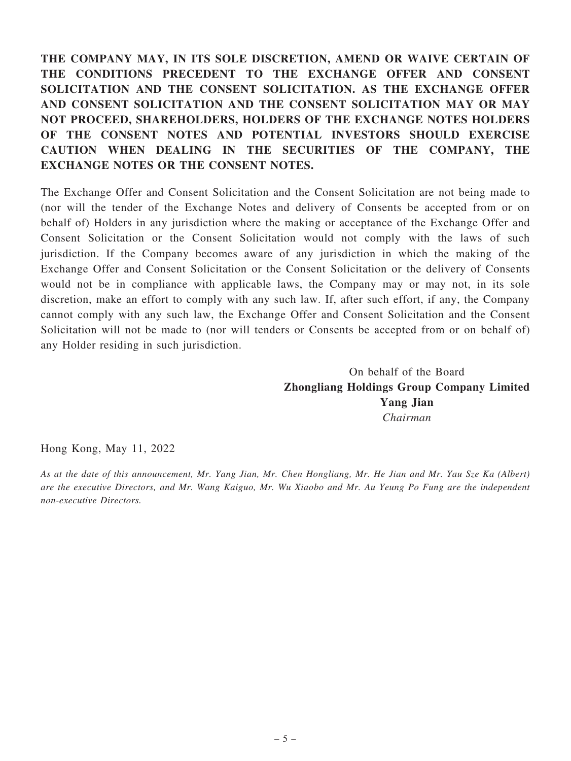**THE COMPANY MAY, IN ITS SOLE DISCRETION, AMEND OR WAIVE CERTAIN OF THE CONDITIONS PRECEDENT TO THE EXCHANGE OFFER AND CONSENT SOLICITATION AND THE CONSENT SOLICITATION. AS THE EXCHANGE OFFER AND CONSENT SOLICITATION AND THE CONSENT SOLICITATION MAY OR MAY NOT PROCEED, SHAREHOLDERS, HOLDERS OF THE EXCHANGE NOTES HOLDERS OF THE CONSENT NOTES AND POTENTIAL INVESTORS SHOULD EXERCISE CAUTION WHEN DEALING IN THE SECURITIES OF THE COMPANY, THE EXCHANGE NOTES OR THE CONSENT NOTES.**

The Exchange Offer and Consent Solicitation and the Consent Solicitation are not being made to (nor will the tender of the Exchange Notes and delivery of Consents be accepted from or on behalf of) Holders in any jurisdiction where the making or acceptance of the Exchange Offer and Consent Solicitation or the Consent Solicitation would not comply with the laws of such jurisdiction. If the Company becomes aware of any jurisdiction in which the making of the Exchange Offer and Consent Solicitation or the Consent Solicitation or the delivery of Consents would not be in compliance with applicable laws, the Company may or may not, in its sole discretion, make an effort to comply with any such law. If, after such effort, if any, the Company cannot comply with any such law, the Exchange Offer and Consent Solicitation and the Consent Solicitation will not be made to (nor will tenders or Consents be accepted from or on behalf of) any Holder residing in such jurisdiction.

On behalf of the Board
**Zhongliang Holdings Group Company Limited**
**Yang Jian**
*Chairman*

Hong Kong, May 11, 2022

*As at the date of this announcement, Mr. Yang Jian, Mr. Chen Hongliang, Mr. He Jian and Mr. Yau Sze Ka (Albert) are the executive Directors, and Mr. Wang Kaiguo, Mr. Wu Xiaobo and Mr. Au Yeung Po Fung are the independent non-executive Directors.*